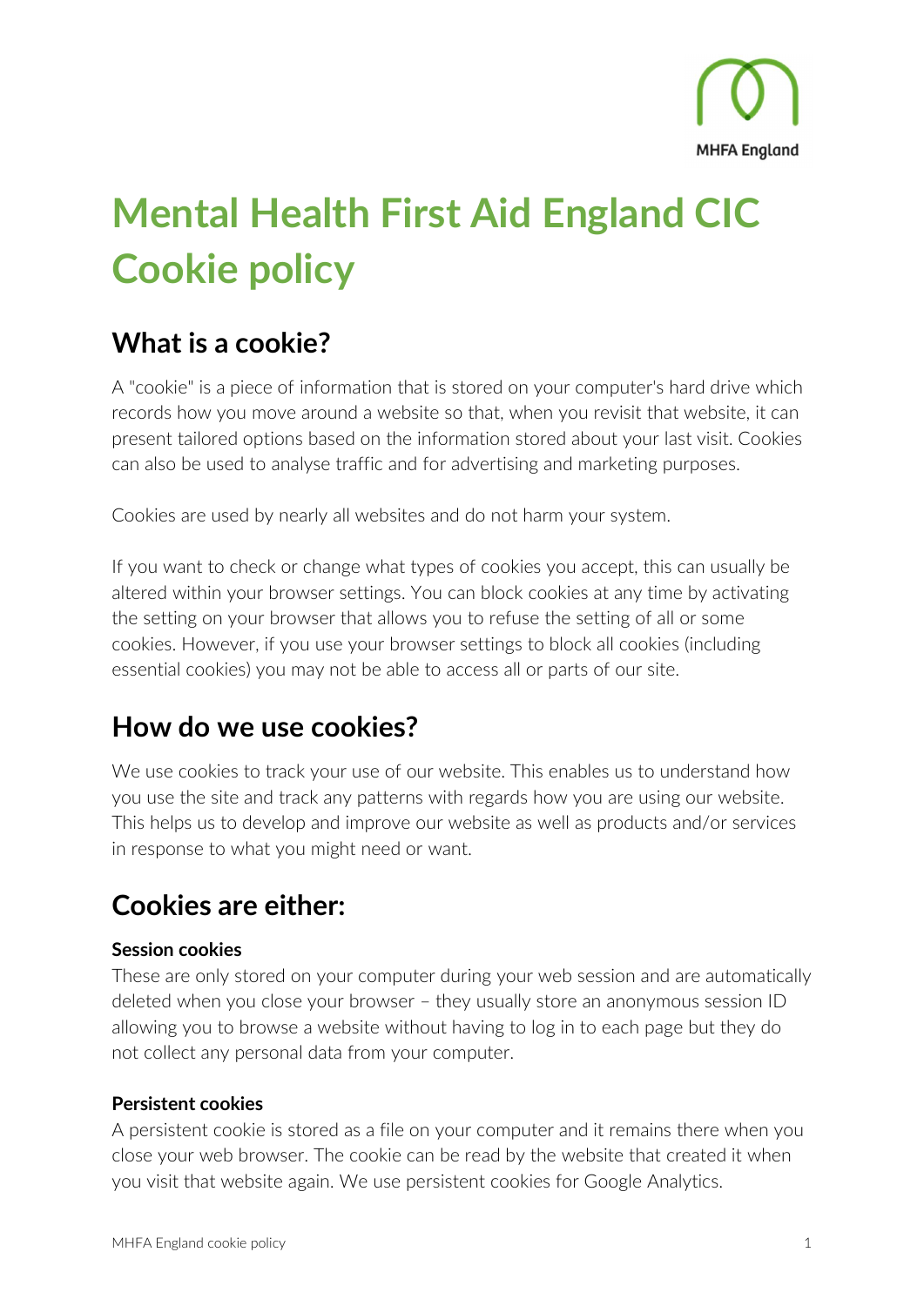# Mental Health First Aid England CIC Cookie policy

## What is a cookie?

A "cookie" is a piece of information that is stored on your computer's hard drive which records how you move around a website so that, when you revisit that website, it can present tailored options based on the information stored about your last visit. Cookies can also be used to analyse traffic and for advertising and marketing purposes.

Cookies are used by nearly all websites and do not harm your system.

If you want to check or change what types of cookies you accept, this can usually be altered within your browser settings. You can block cookies at any time by activating the setting on your browser that allows you to refuse the setting of all or some cookies. However, if you use your browser settings to block all cookies (including essential cookies) you may not be able to access all or parts of our site.

## How do we use cookies?

We use cookies to track your use of our website. This enables us to understand how you use the site and track any patterns with regards how you are using our website. This helps us to develop and improve our website as well as products and/or services in response to what you might need or want.

## Cookies are either:

**Session cookies**
These are only stored on your computer during your web session and are automatically deleted when you close your browser – they usually store an anonymous session ID allowing you to browse a website without having to log in to each page but they do not collect any personal data from your computer.

**Persistent cookies**
A persistent cookie is stored as a file on your computer and it remains there when you close your web browser. The cookie can be read by the website that created it when you visit that website again. We use persistent cookies for Google Analytics.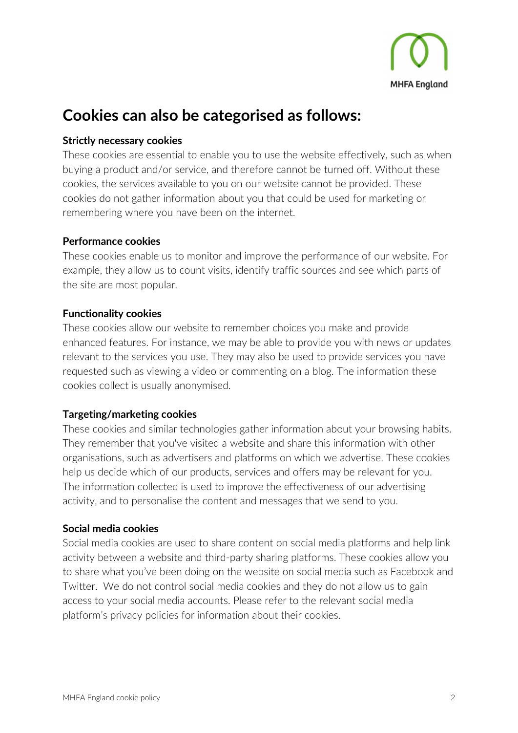## Cookies can also be categorised as follows:

**Strictly necessary cookies**

These cookies are essential to enable you to use the website effectively, such as when buying a product and/or service, and therefore cannot be turned off. Without these cookies, the services available to you on our website cannot be provided. These cookies do not gather information about you that could be used for marketing or remembering where you have been on the internet.

**Performance cookies**

These cookies enable us to monitor and improve the performance of our website. For example, they allow us to count visits, identify traffic sources and see which parts of the site are most popular.

**Functionality cookies**

These cookies allow our website to remember choices you make and provide enhanced features. For instance, we may be able to provide you with news or updates relevant to the services you use. They may also be used to provide services you have requested such as viewing a video or commenting on a blog. The information these cookies collect is usually anonymised.

**Targeting/marketing cookies**

These cookies and similar technologies gather information about your browsing habits. They remember that you've visited a website and share this information with other organisations, such as advertisers and platforms on which we advertise. These cookies help us decide which of our products, services and offers may be relevant for you. The information collected is used to improve the effectiveness of our advertising activity, and to personalise the content and messages that we send to you.

**Social media cookies**

Social media cookies are used to share content on social media platforms and help link activity between a website and third-party sharing platforms. These cookies allow you to share what you've been doing on the website on social media such as Facebook and Twitter. We do not control social media cookies and they do not allow us to gain access to your social media accounts. Please refer to the relevant social media platform's privacy policies for information about their cookies.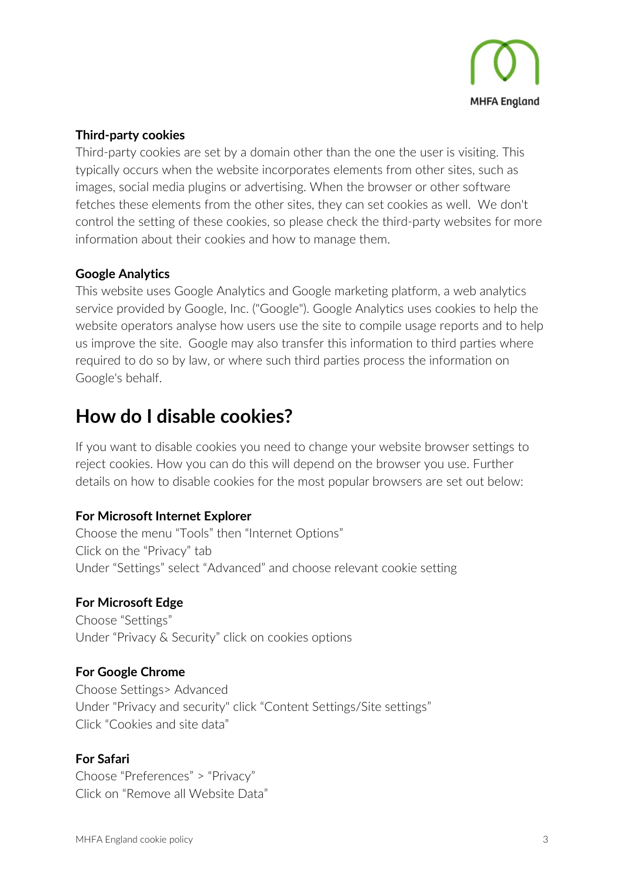### Third-party cookies

Third-party cookies are set by a domain other than the one the user is visiting. This typically occurs when the website incorporates elements from other sites, such as images, social media plugins or advertising. When the browser or other software fetches these elements from the other sites, they can set cookies as well. We don't control the setting of these cookies, so please check the third-party websites for more information about their cookies and how to manage them.

### Google Analytics

This website uses Google Analytics and Google marketing platform, a web analytics service provided by Google, Inc. ("Google"). Google Analytics uses cookies to help the website operators analyse how users use the site to compile usage reports and to help us improve the site. Google may also transfer this information to third parties where required to do so by law, or where such third parties process the information on Google's behalf.

## How do I disable cookies?

If you want to disable cookies you need to change your website browser settings to reject cookies. How you can do this will depend on the browser you use. Further details on how to disable cookies for the most popular browsers are set out below:

**For Microsoft Internet Explorer**

Choose the menu "Tools" then "Internet Options"
Click on the "Privacy" tab
Under "Settings" select "Advanced" and choose relevant cookie setting

**For Microsoft Edge**

Choose "Settings"
Under "Privacy & Security" click on cookies options

**For Google Chrome**

Choose Settings> Advanced
Under "Privacy and security" click "Content Settings/Site settings"
Click "Cookies and site data"

**For Safari**

Choose "Preferences" > "Privacy"
Click on "Remove all Website Data"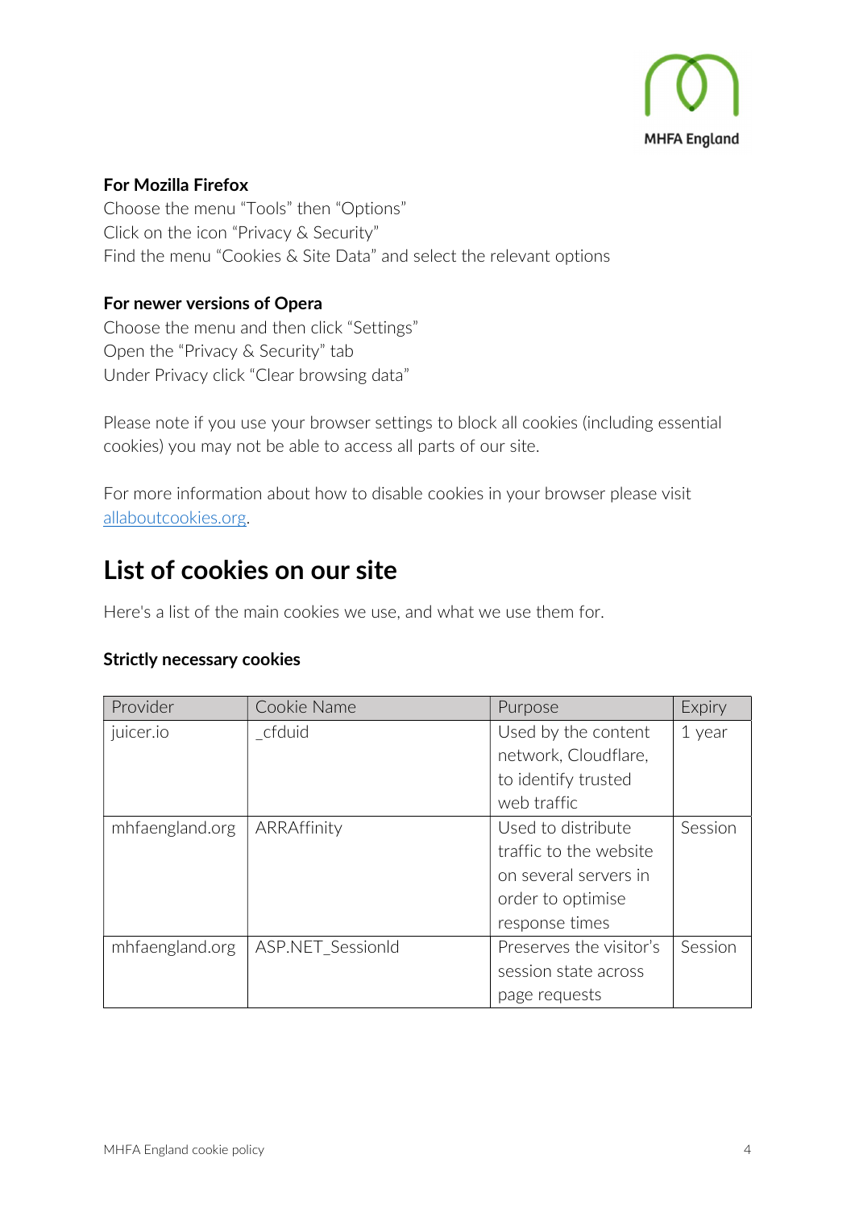**For Mozilla Firefox**
Choose the menu "Tools" then "Options"
Click on the icon "Privacy & Security"
Find the menu "Cookies & Site Data" and select the relevant options

**For newer versions of Opera**
Choose the menu and then click "Settings"
Open the "Privacy & Security" tab
Under Privacy click "Clear browsing data"

Please note if you use your browser settings to block all cookies (including essential cookies) you may not be able to access all parts of our site.

For more information about how to disable cookies in your browser please visit [allaboutcookies.org](allaboutcookies.org).

## List of cookies on our site

Here's a list of the main cookies we use, and what we use them for.

**Strictly necessary cookies**

| Provider | Cookie Name | Purpose | Expiry |
| --- | --- | --- | --- |
| juicer.io | _cfduid | Used by the content network, Cloudflare, to identify trusted web traffic | 1 year |
| mhfaengland.org | ARRAffinity | Used to distribute traffic to the website on several servers in order to optimise response times | Session |
| mhfaengland.org | ASP.NET_SessionId | Preserves the visitor's session state across page requests | Session |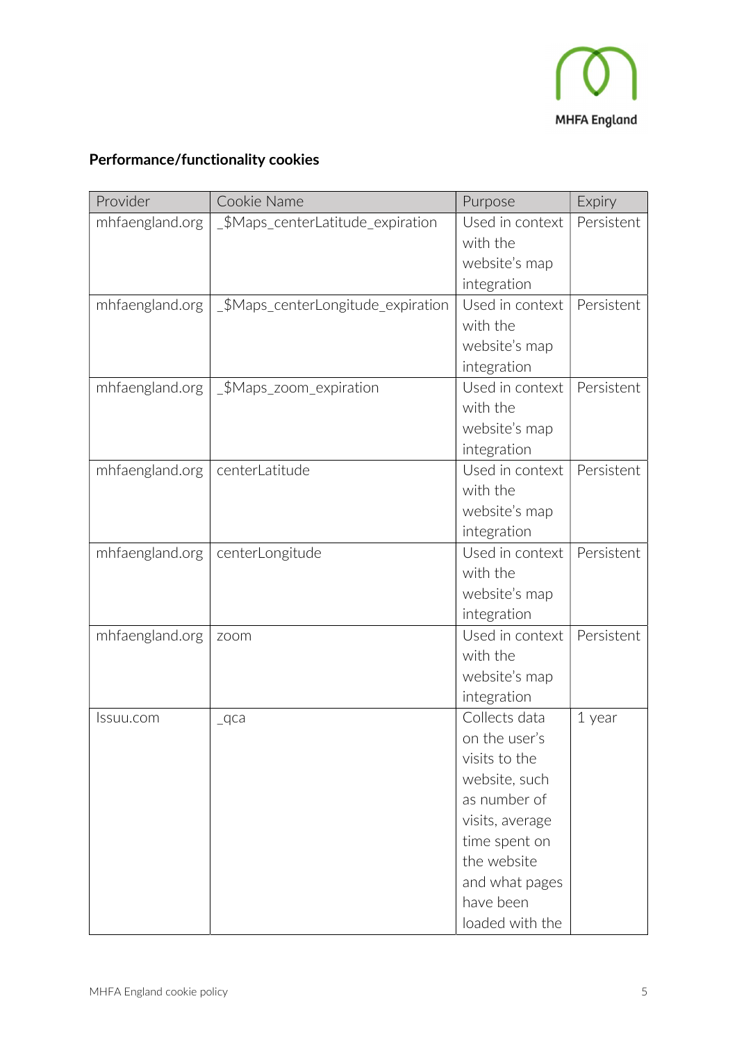## Performance/functionality cookies

| Provider | Cookie Name | Purpose | Expiry |
|---|---|---|---|
| mhfaengland.org | _$Maps_centerLatitude_expiration | Used in context with the website's map integration | Persistent |
| mhfaengland.org | _$Maps_centerLongitude_expiration | Used in context with the website's map integration | Persistent |
| mhfaengland.org | _$Maps_zoom_expiration | Used in context with the website's map integration | Persistent |
| mhfaengland.org | centerLatitude | Used in context with the website's map integration | Persistent |
| mhfaengland.org | centerLongitude | Used in context with the website's map integration | Persistent |
| mhfaengland.org | zoom | Used in context with the website's map integration | Persistent |
| Issuu.com | _qca | Collects data on the user's visits to the website, such as number of visits, average time spent on the website and what pages have been loaded with the | 1 year |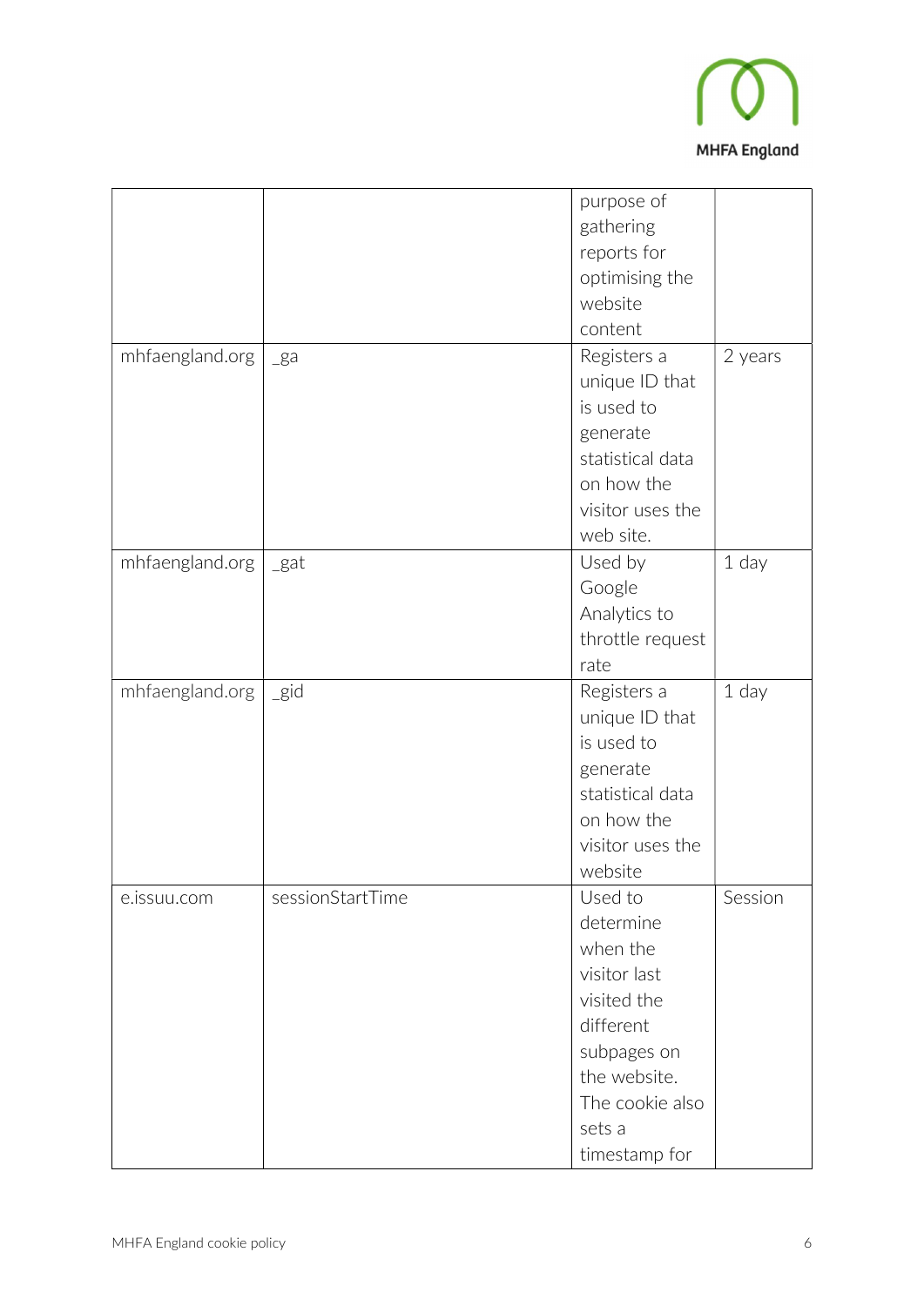| | | | |
|---|---|---|---|
| | | purpose of gathering reports for optimising the website content | |
| mhfaengland.org | _ga | Registers a unique ID that is used to generate statistical data on how the visitor uses the web site. | 2 years |
| mhfaengland.org | _gat | Used by Google Analytics to throttle request rate | 1 day |
| mhfaengland.org | _gid | Registers a unique ID that is used to generate statistical data on how the visitor uses the website | 1 day |
| e.issuu.com | sessionStartTime | Used to determine when the visitor last visited the different subpages on the website. The cookie also sets a timestamp for | Session |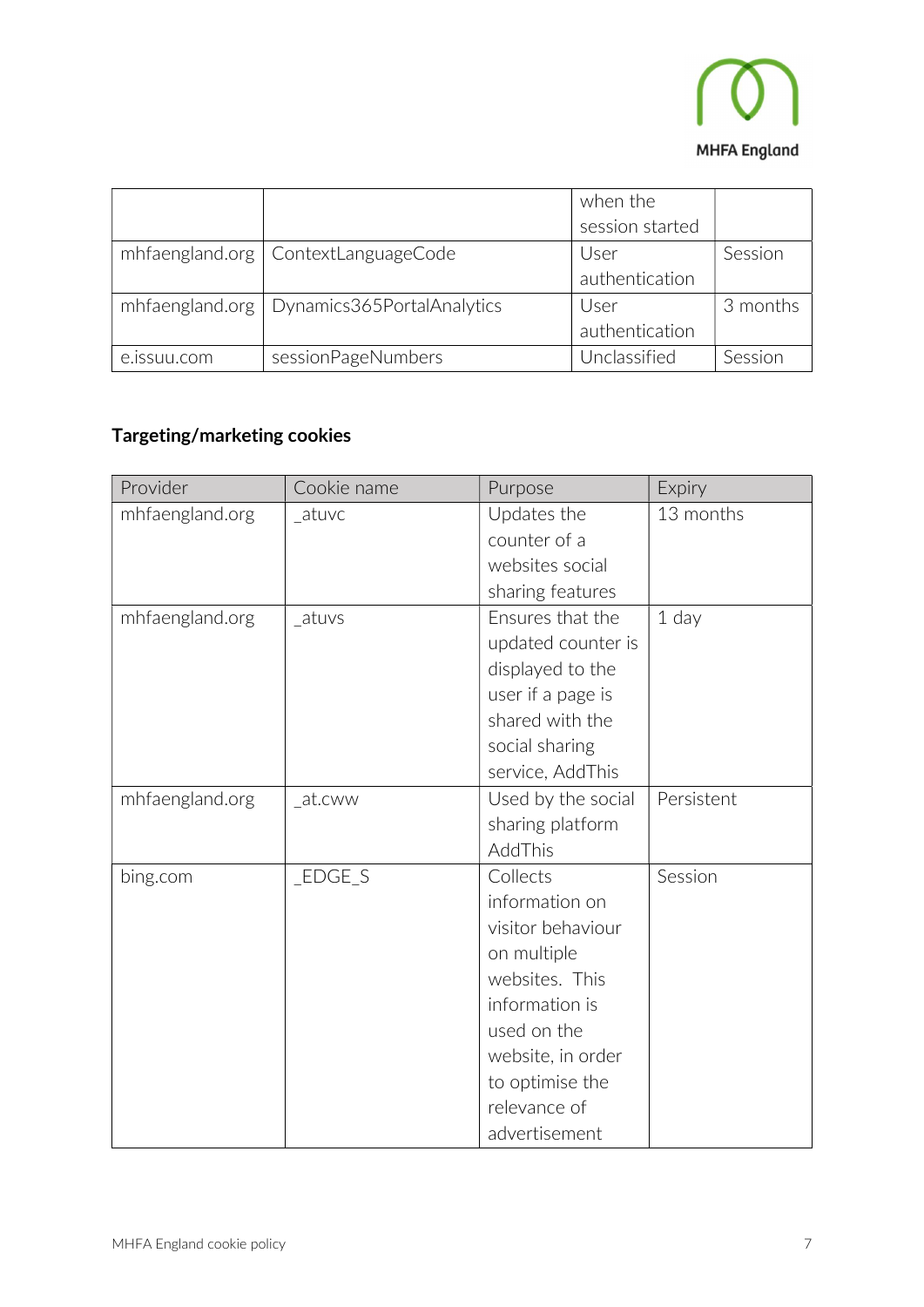|  |  | when the session started |  |
| --- | --- | --- | --- |
| mhfaengland.org | ContextLanguageCode | User authentication | Session |
| mhfaengland.org | Dynamics365PortalAnalytics | User authentication | 3 months |
| e.issuu.com | sessionPageNumbers | Unclassified | Session |

### Targeting/marketing cookies

| Provider | Cookie name | Purpose | Expiry |
| --- | --- | --- | --- |
| mhfaengland.org | _atuvc | Updates the counter of a websites social sharing features | 13 months |
| mhfaengland.org | _atuvs | Ensures that the updated counter is displayed to the user if a page is shared with the social sharing service, AddThis | 1 day |
| mhfaengland.org | _at.cww | Used by the social sharing platform AddThis | Persistent |
| bing.com | _EDGE_S | Collects information on visitor behaviour on multiple websites. This information is used on the website, in order to optimise the relevance of advertisement | Session |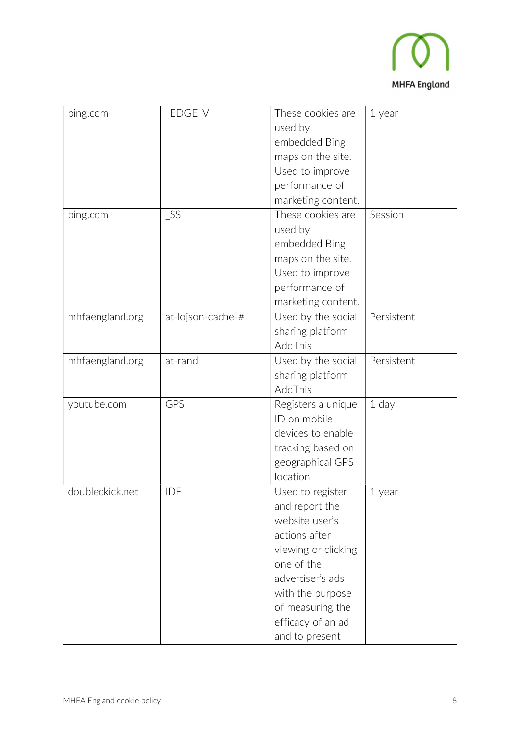| bing.com | _EDGE_V | These cookies are used by embedded Bing maps on the site. Used to improve performance of marketing content. | 1 year |
|---|---|---|---|
| bing.com | _SS | These cookies are used by embedded Bing maps on the site. Used to improve performance of marketing content. | Session |
| mhfaengland.org | at-lojson-cache-# | Used by the social sharing platform AddThis | Persistent |
| mhfaengland.org | at-rand | Used by the social sharing platform AddThis | Persistent |
| youtube.com | GPS | Registers a unique ID on mobile devices to enable tracking based on geographical GPS location | 1 day |
| doubleckick.net | IDE | Used to register and report the website user's actions after viewing or clicking one of the advertiser's ads with the purpose of measuring the efficacy of an ad and to present | 1 year |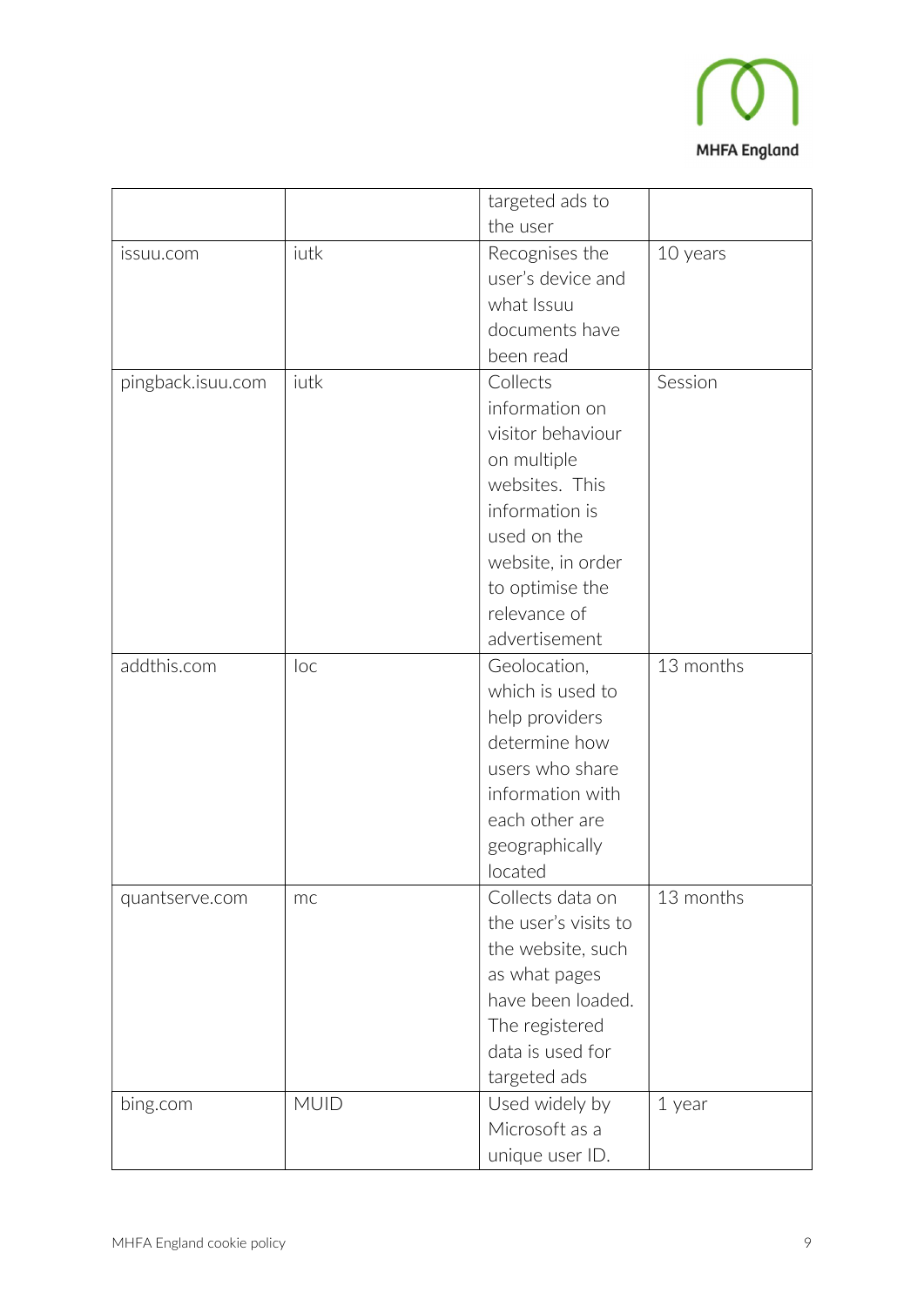| | | | |
|---|---|---|---|
| | | targeted ads to the user | |
| issuu.com | iutk | Recognises the user's device and what Issuu documents have been read | 10 years |
| pingback.isuu.com | iutk | Collects information on visitor behaviour on multiple websites. This information is used on the website, in order to optimise the relevance of advertisement | Session |
| addthis.com | loc | Geolocation, which is used to help providers determine how users who share information with each other are geographically located | 13 months |
| quantserve.com | mc | Collects data on the user's visits to the website, such as what pages have been loaded. The registered data is used for targeted ads | 13 months |
| bing.com | MUID | Used widely by Microsoft as a unique user ID. | 1 year |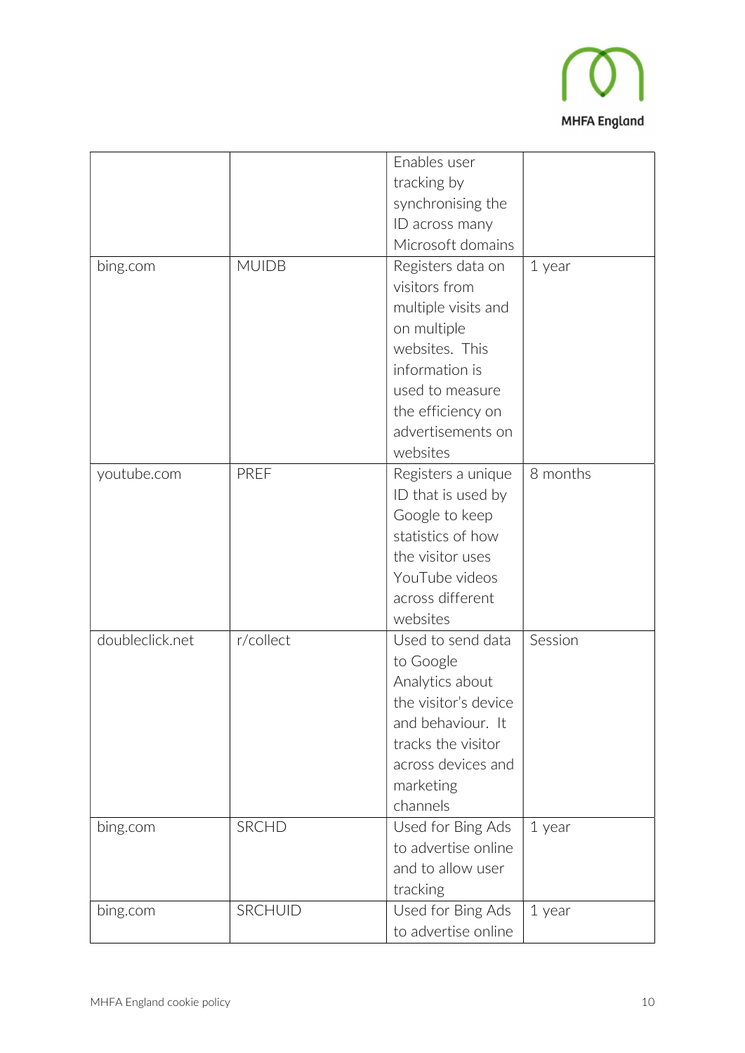| | | | |
|---|---|---|---|
| | | Enables user tracking by synchronising the ID across many Microsoft domains | |
| bing.com | MUIDB | Registers data on visitors from multiple visits and on multiple websites. This information is used to measure the efficiency on advertisements on websites | 1 year |
| youtube.com | PREF | Registers a unique ID that is used by Google to keep statistics of how the visitor uses YouTube videos across different websites | 8 months |
| doubleclick.net | r/collect | Used to send data to Google Analytics about the visitor's device and behaviour. It tracks the visitor across devices and marketing channels | Session |
| bing.com | SRCHD | Used for Bing Ads to advertise online and to allow user tracking | 1 year |
| bing.com | SRCHUID | Used for Bing Ads to advertise online | 1 year |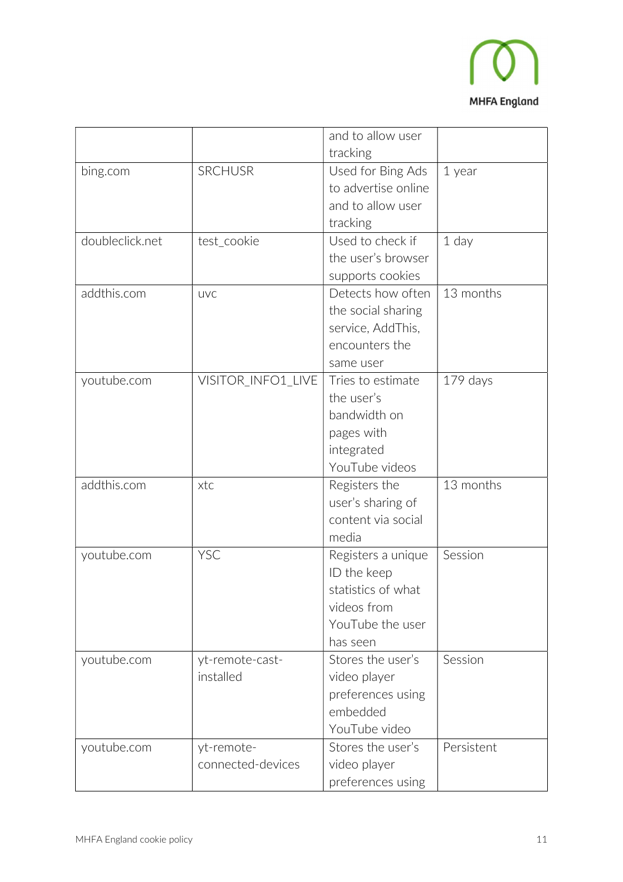| | | | |
|---|---|---|---|
| | | and to allow user tracking | |
| bing.com | SRCHUSR | Used for Bing Ads to advertise online and to allow user tracking | 1 year |
| doubleclick.net | test_cookie | Used to check if the user's browser supports cookies | 1 day |
| addthis.com | uvc | Detects how often the social sharing service, AddThis, encounters the same user | 13 months |
| youtube.com | VISITOR_INFO1_LIVE | Tries to estimate the user's bandwidth on pages with integrated YouTube videos | 179 days |
| addthis.com | xtc | Registers the user's sharing of content via social media | 13 months |
| youtube.com | YSC | Registers a unique ID the keep statistics of what videos from YouTube the user has seen | Session |
| youtube.com | yt-remote-cast-installed | Stores the user's video player preferences using embedded YouTube video | Session |
| youtube.com | yt-remote-connected-devices | Stores the user's video player preferences using | Persistent |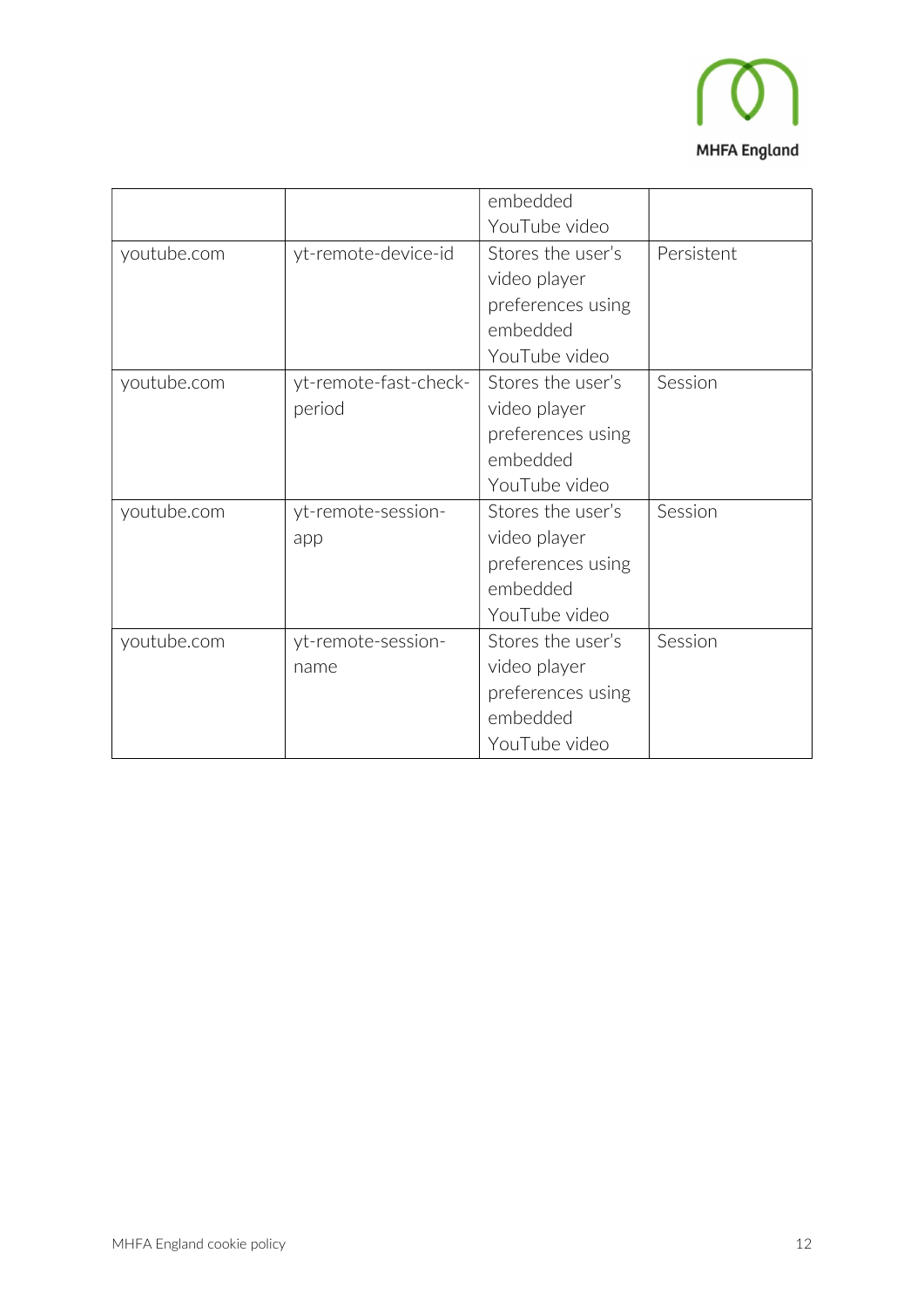| | | | |
|---|---|---|---|
| | | embedded YouTube video | |
| youtube.com | yt-remote-device-id | Stores the user's video player preferences using embedded YouTube video | Persistent |
| youtube.com | yt-remote-fast-check-period | Stores the user's video player preferences using embedded YouTube video | Session |
| youtube.com | yt-remote-session-app | Stores the user's video player preferences using embedded YouTube video | Session |
| youtube.com | yt-remote-session-name | Stores the user's video player preferences using embedded YouTube video | Session |